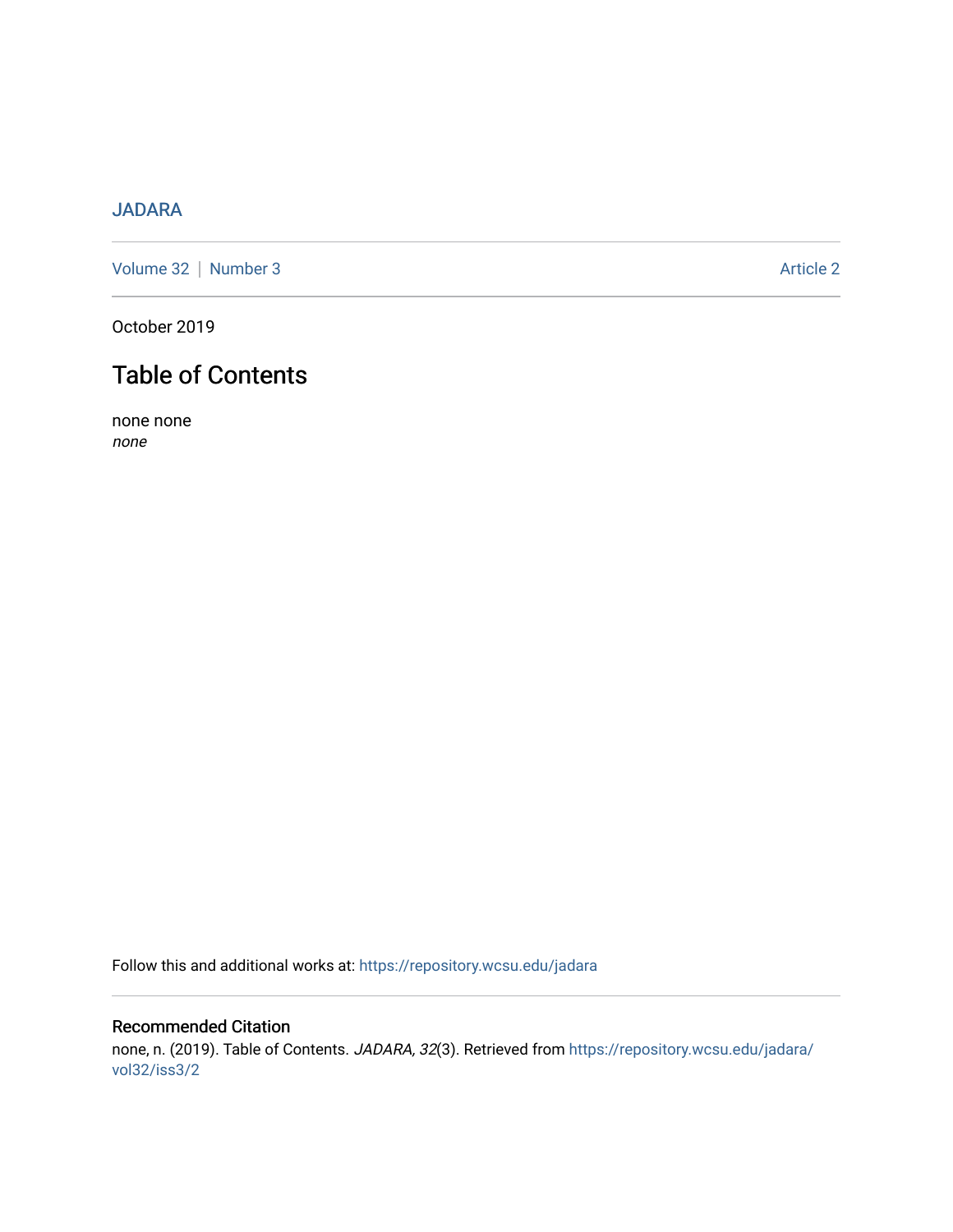JADARA

Volume 32 | Number 3 Article 2

October 2019

# Table of Contents

none none
*none*

Follow this and additional works at: https://repository.wcsu.edu/jadara

## Recommended Citation

none, n. (2019). Table of Contents. *JADARA, 32*(3). Retrieved from https://repository.wcsu.edu/jadara/vol32/iss3/2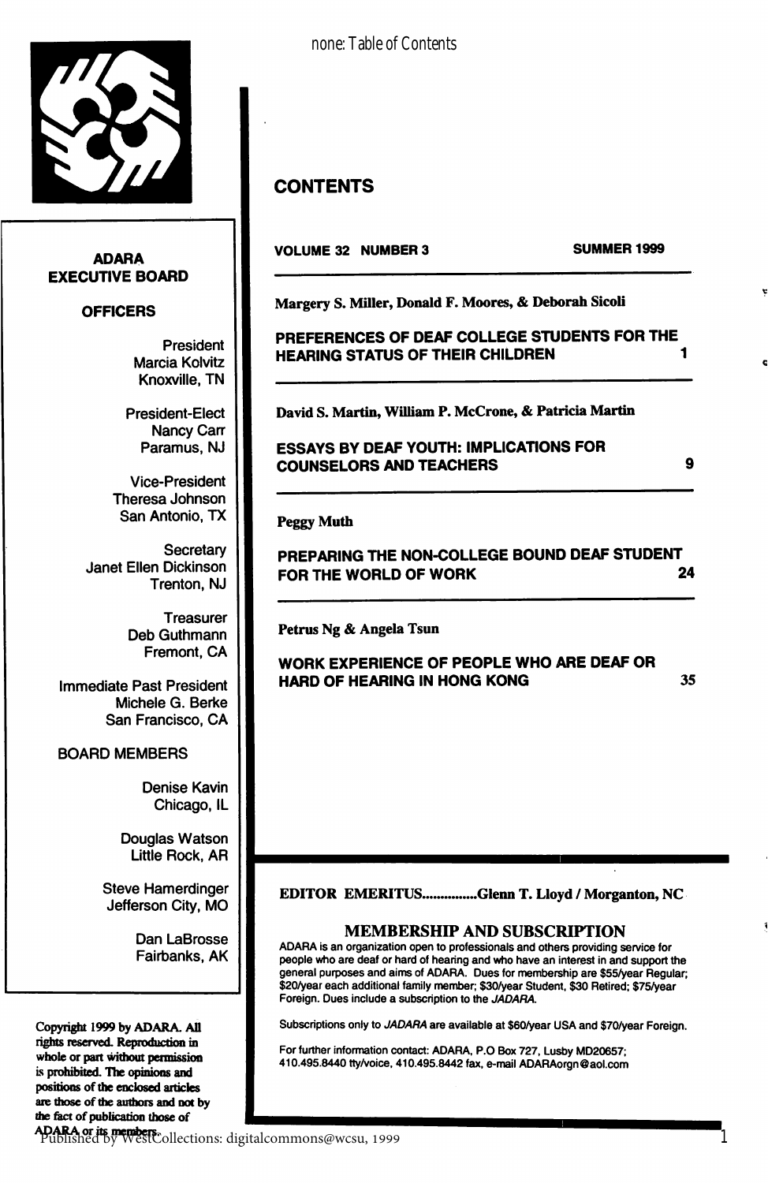# CONTENTS

**VOLUME 32 NUMBER 3** **SUMMER 1999**

Margery S. Miller, Donald F. Moores, & Deborah Sicoli

**PREFERENCES OF DEAF COLLEGE STUDENTS FOR THE HEARING STATUS OF THEIR CHILDREN** 1

David S. Martin, William P. McCrone, & Patricia Martin

**ESSAYS BY DEAF YOUTH: IMPLICATIONS FOR COUNSELORS AND TEACHERS** 9

Peggy Muth

**PREPARING THE NON-COLLEGE BOUND DEAF STUDENT FOR THE WORLD OF WORK** 24

Petrus Ng & Angela Tsun

**WORK EXPERIENCE OF PEOPLE WHO ARE DEAF OR HARD OF HEARING IN HONG KONG** 35

## ADARA EXECUTIVE BOARD

### OFFICERS

President
Marcia Kolvitz
Knoxville, TN

President-Elect
Nancy Carr
Paramus, NJ

Vice-President
Theresa Johnson
San Antonio, TX

Secretary
Janet Ellen Dickinson
Trenton, NJ

Treasurer
Deb Guthmann
Fremont, CA

Immediate Past President
Michele G. Berke
San Francisco, CA

### BOARD MEMBERS

Denise Kavin
Chicago, IL

Douglas Watson
Little Rock, AR

Steve Hamerdinger
Jefferson City, MO

Dan LaBrosse
Fairbanks, AK

Copyright 1999 by ADARA. All rights reserved. Reproduction in whole or part without permission is prohibited. The opinions and positions of the enclosed articles are those of the authors and not by the fact of publication those of ADARA or its members.

**EDITOR EMERITUS...............Glenn T. Lloyd / Morganton, NC**

## MEMBERSHIP AND SUBSCRIPTION

ADARA is an organization open to professionals and others providing service for people who are deaf or hard of hearing and who have an interest in and support the general purposes and aims of ADARA. Dues for membership are $55/year Regular; $20/year each additional family member; $30/year Student, $30 Retired; $75/year Foreign. Dues include a subscription to the *JADARA*.

Subscriptions only to *JADARA* are available at $60/year USA and $70/year Foreign.

For further information contact: ADARA, P.O Box 727, Lusby MD20657; 410.495.8440 tty/voice, 410.495.8442 fax, e-mail ADARAorgn@aol.com